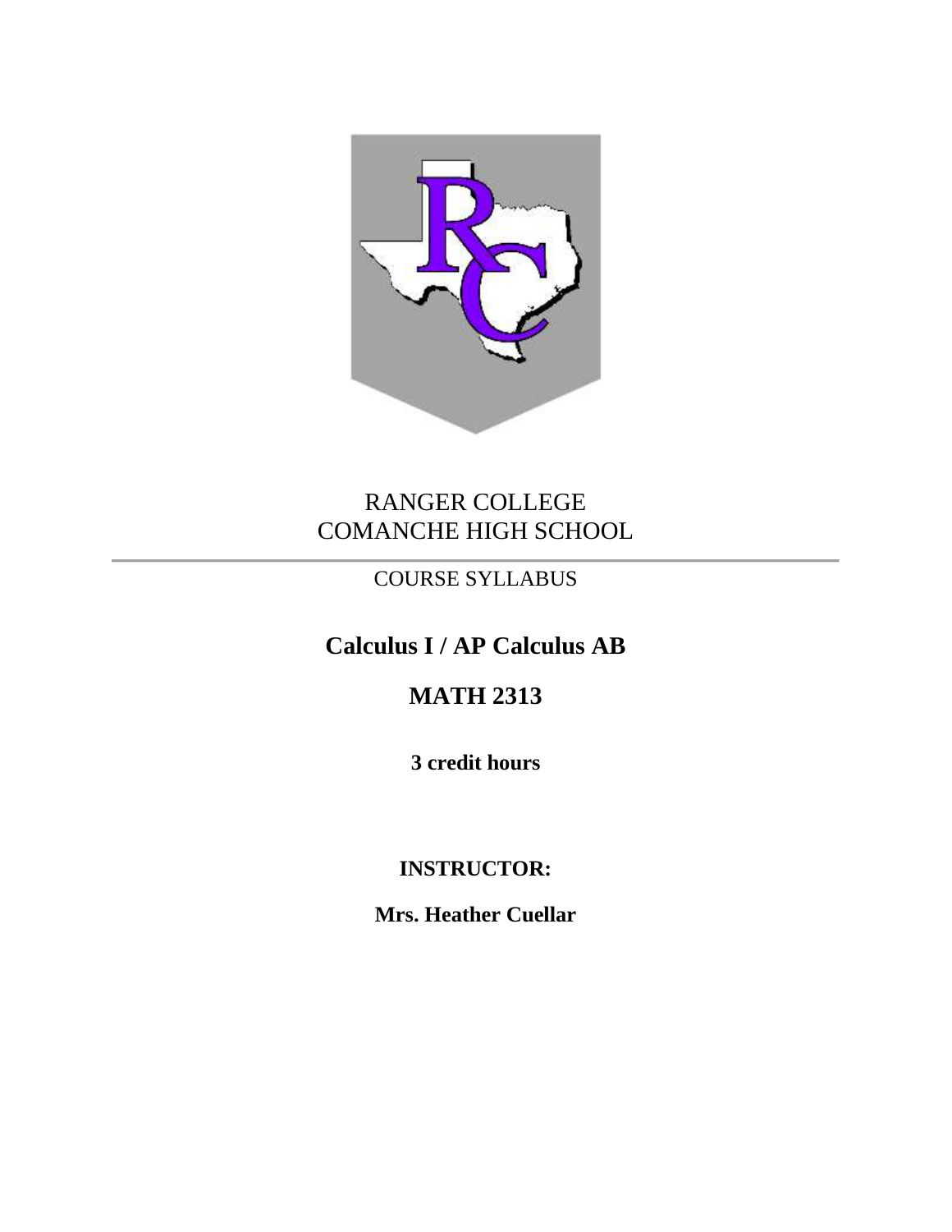RANGER COLLEGE
COMANCHE HIGH SCHOOL

---

COURSE SYLLABUS

# Calculus I / AP Calculus AB

## MATH 2313

**3 credit hours**

**INSTRUCTOR:**

**Mrs. Heather Cuellar**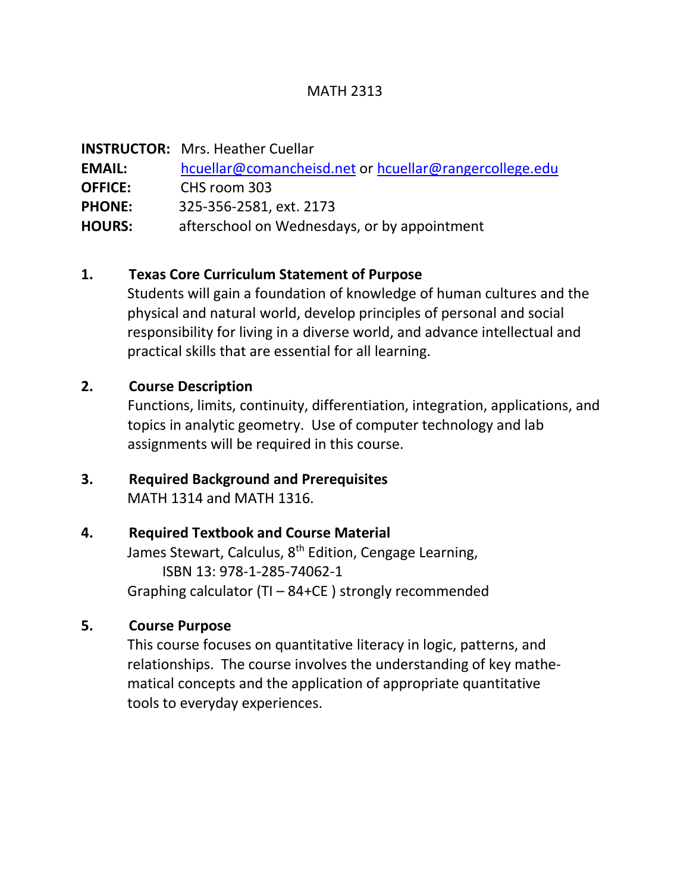# MATH 2313

**INSTRUCTOR:** Mrs. Heather Cuellar
**EMAIL:** hcuellar@comancheisd.net or hcuellar@rangercollege.edu
**OFFICE:** CHS room 303
**PHONE:** 325-356-2581, ext. 2173
**HOURS:** afterschool on Wednesdays, or by appointment

## 1. Texas Core Curriculum Statement of Purpose

Students will gain a foundation of knowledge of human cultures and the physical and natural world, develop principles of personal and social responsibility for living in a diverse world, and advance intellectual and practical skills that are essential for all learning.

## 2. Course Description

Functions, limits, continuity, differentiation, integration, applications, and topics in analytic geometry. Use of computer technology and lab assignments will be required in this course.

## 3. Required Background and Prerequisites

MATH 1314 and MATH 1316.

## 4. Required Textbook and Course Material

James Stewart, Calculus, 8th Edition, Cengage Learning,
ISBN 13: 978-1-285-74062-1
Graphing calculator (TI – 84+CE ) strongly recommended

## 5. Course Purpose

This course focuses on quantitative literacy in logic, patterns, and relationships. The course involves the understanding of key mathematical concepts and the application of appropriate quantitative tools to everyday experiences.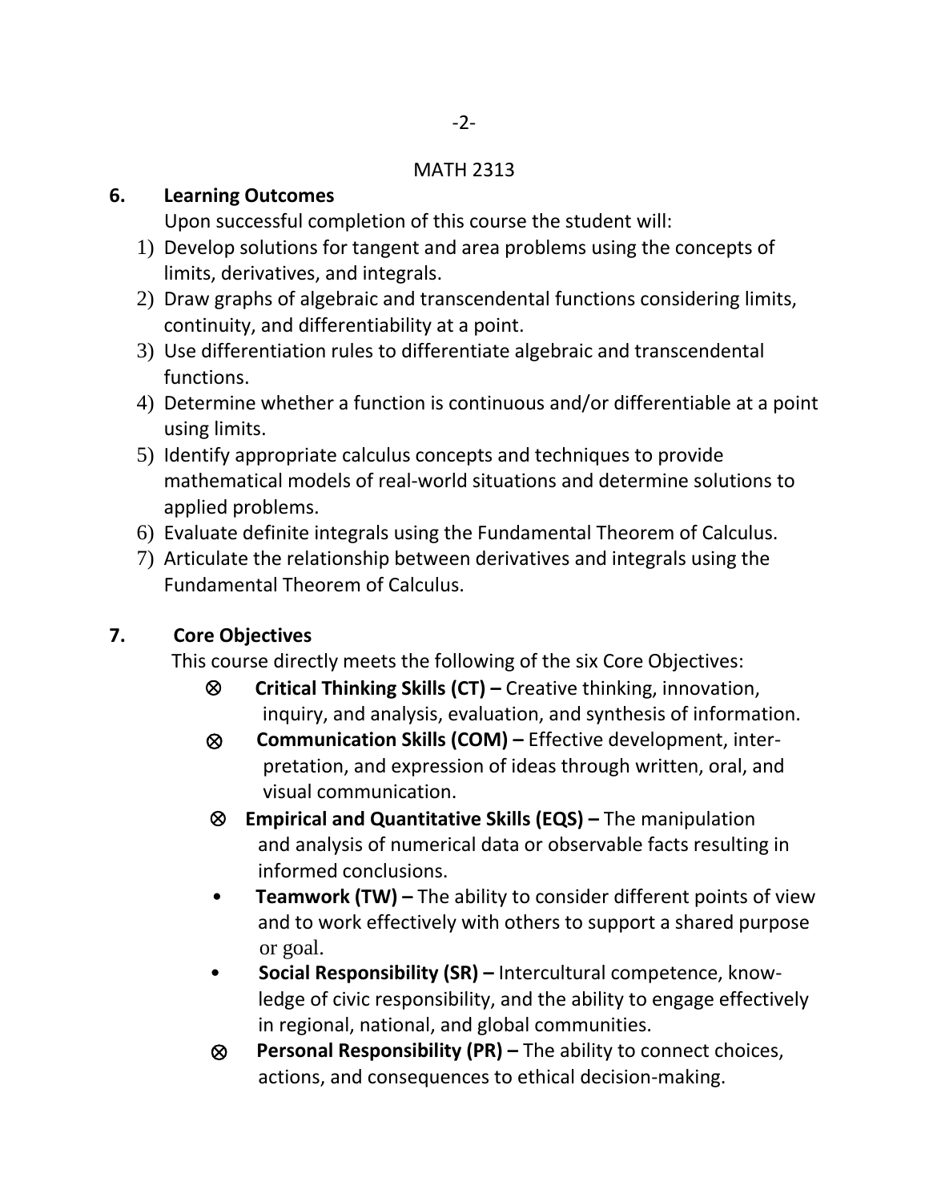MATH 2313

## 6. Learning Outcomes

Upon successful completion of this course the student will:

1) Develop solutions for tangent and area problems using the concepts of limits, derivatives, and integrals.
2) Draw graphs of algebraic and transcendental functions considering limits, continuity, and differentiability at a point.
3) Use differentiation rules to differentiate algebraic and transcendental functions.
4) Determine whether a function is continuous and/or differentiable at a point using limits.
5) Identify appropriate calculus concepts and techniques to provide mathematical models of real-world situations and determine solutions to applied problems.
6) Evaluate definite integrals using the Fundamental Theorem of Calculus.
7) Articulate the relationship between derivatives and integrals using the Fundamental Theorem of Calculus.

## 7. Core Objectives

This course directly meets the following of the six Core Objectives:

- ⊗ **Critical Thinking Skills (CT) –** Creative thinking, innovation, inquiry, and analysis, evaluation, and synthesis of information.
- ⊗ **Communication Skills (COM) –** Effective development, interpretation, and expression of ideas through written, oral, and visual communication.
- ⊗ **Empirical and Quantitative Skills (EQS) –** The manipulation and analysis of numerical data or observable facts resulting in informed conclusions.
- • **Teamwork (TW) –** The ability to consider different points of view and to work effectively with others to support a shared purpose or goal.
- • **Social Responsibility (SR) –** Intercultural competence, knowledge of civic responsibility, and the ability to engage effectively in regional, national, and global communities.
- ⊗ **Personal Responsibility (PR) –** The ability to connect choices, actions, and consequences to ethical decision-making.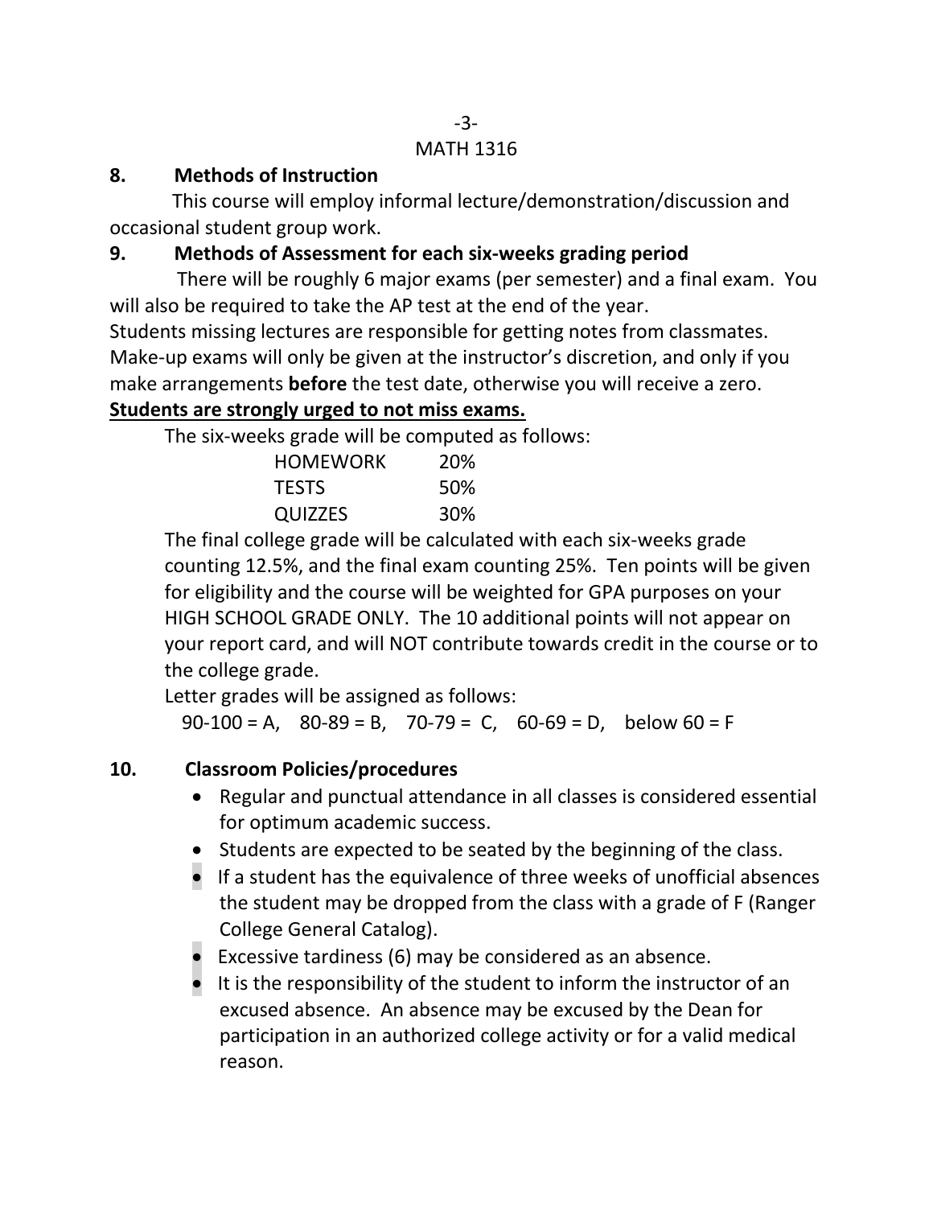## 8. Methods of Instruction

This course will employ informal lecture/demonstration/discussion and occasional student group work.

## 9. Methods of Assessment for each six-weeks grading period

There will be roughly 6 major exams (per semester) and a final exam. You will also be required to take the AP test at the end of the year.

Students missing lectures are responsible for getting notes from classmates. Make-up exams will only be given at the instructor's discretion, and only if you make arrangements **before** the test date, otherwise you will receive a zero.

**<u>Students are strongly urged to not miss exams.</u>**

The six-weeks grade will be computed as follows:

| | |
|---|---|
| HOMEWORK | 20% |
| TESTS | 50% |
| QUIZZES | 30% |

The final college grade will be calculated with each six-weeks grade counting 12.5%, and the final exam counting 25%. Ten points will be given for eligibility and the course will be weighted for GPA purposes on your HIGH SCHOOL GRADE ONLY. The 10 additional points will not appear on your report card, and will NOT contribute towards credit in the course or to the college grade.

Letter grades will be assigned as follows:

90-100 = A, 80-89 = B, 70-79 = C, 60-69 = D, below 60 = F

## 10. Classroom Policies/procedures

- Regular and punctual attendance in all classes is considered essential for optimum academic success.
- Students are expected to be seated by the beginning of the class.
- If a student has the equivalence of three weeks of unofficial absences the student may be dropped from the class with a grade of F (Ranger College General Catalog).
- Excessive tardiness (6) may be considered as an absence.
- It is the responsibility of the student to inform the instructor of an excused absence. An absence may be excused by the Dean for participation in an authorized college activity or for a valid medical reason.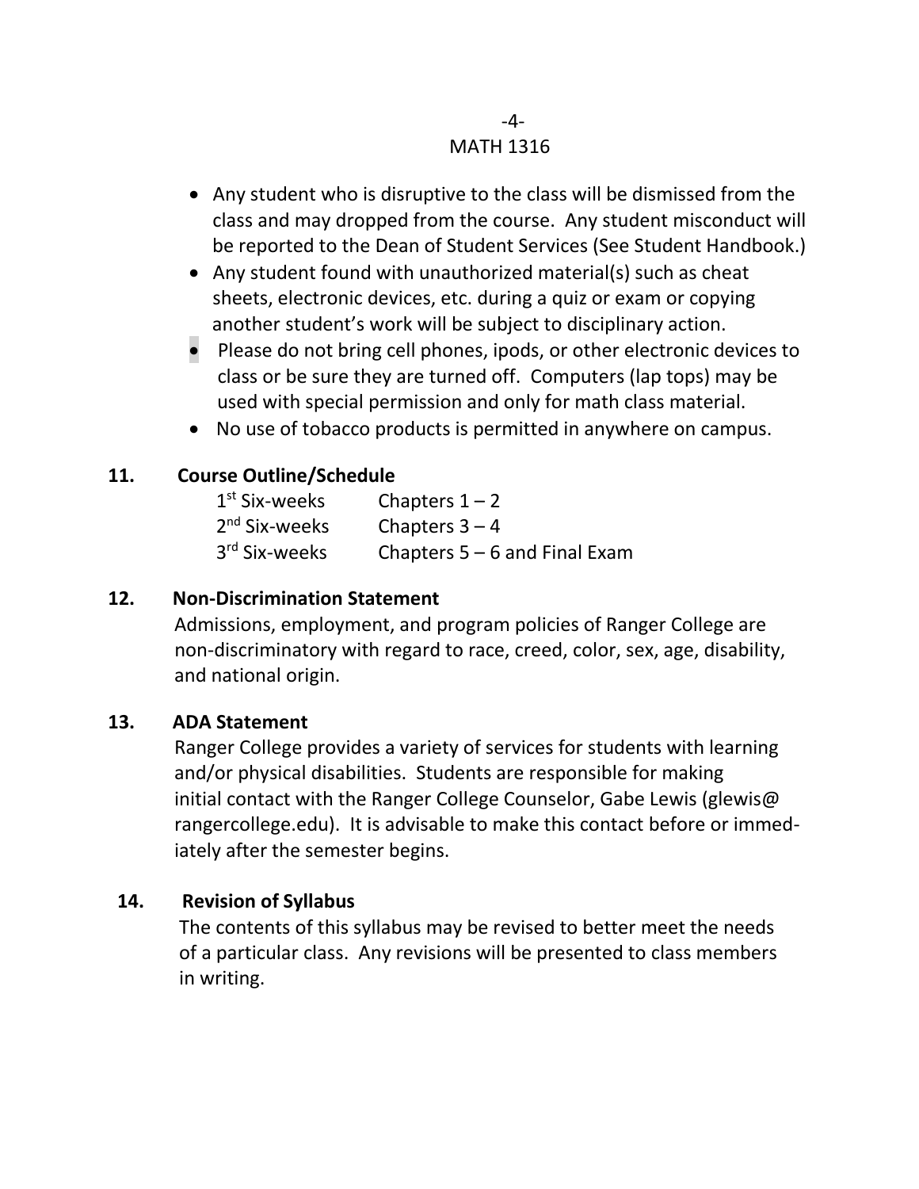- Any student who is disruptive to the class will be dismissed from the class and may dropped from the course. Any student misconduct will be reported to the Dean of Student Services (See Student Handbook.)
- Any student found with unauthorized material(s) such as cheat sheets, electronic devices, etc. during a quiz or exam or copying another student's work will be subject to disciplinary action.
- Please do not bring cell phones, ipods, or other electronic devices to class or be sure they are turned off. Computers (lap tops) may be used with special permission and only for math class material.
- No use of tobacco products is permitted in anywhere on campus.

## 11. Course Outline/Schedule

| | |
|---|---|
| 1st Six-weeks | Chapters 1 – 2 |
| 2nd Six-weeks | Chapters 3 – 4 |
| 3rd Six-weeks | Chapters 5 – 6 and Final Exam |

## 12. Non-Discrimination Statement

Admissions, employment, and program policies of Ranger College are non-discriminatory with regard to race, creed, color, sex, age, disability, and national origin.

## 13. ADA Statement

Ranger College provides a variety of services for students with learning and/or physical disabilities. Students are responsible for making initial contact with the Ranger College Counselor, Gabe Lewis (glewis@ rangercollege.edu). It is advisable to make this contact before or immediately after the semester begins.

## 14. Revision of Syllabus

The contents of this syllabus may be revised to better meet the needs of a particular class. Any revisions will be presented to class members in writing.